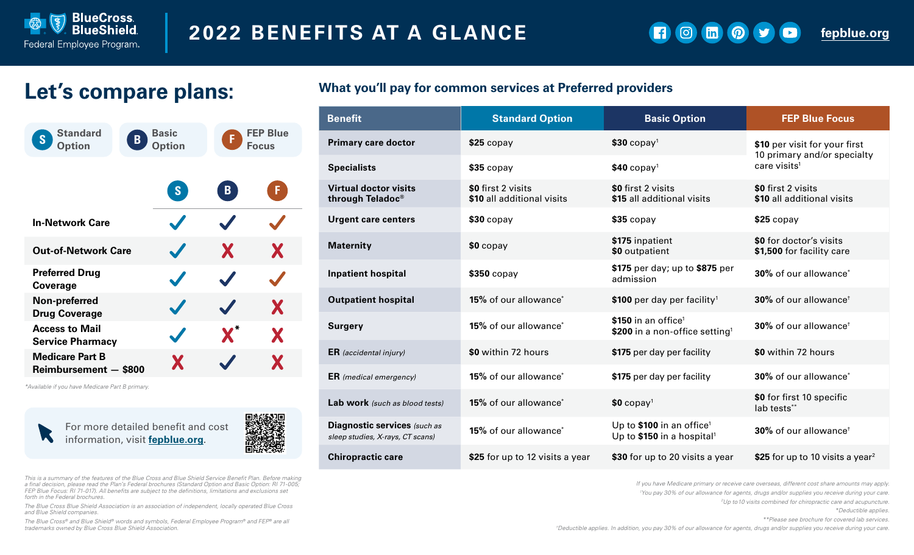# 2022 BENEFITS AT A GLANCE

BlueCross BlueShield Federal Employee Program.

fepblue.org

## Let's compare plans:

S Standard Option | B Basic Option | F FEP Blue Focus

| | S | B | F |
|---|---|---|---|
| In-Network Care | ✓ | ✓ | ✓ |
| Out-of-Network Care | ✓ | ✗ | ✗ |
| Preferred Drug Coverage | ✓ | ✓ | ✓ |
| Non-preferred Drug Coverage | ✓ | ✓ | ✗ |
| Access to Mail Service Pharmacy | ✓ | ✗* | ✗ |
| Medicare Part B Reimbursement — $800 | ✗ | ✓ | ✗ |

*Available if you have Medicare Part B primary.

For more detailed benefit and cost information, visit **fepblue.org**.

## What you'll pay for common services at Preferred providers

| Benefit | Standard Option | Basic Option | FEP Blue Focus |
|---|---|---|---|
| Primary care doctor | **$25** copay | **$30** copay[1] | **$10** per visit for your first 10 primary and/or specialty care visits[1] |
| Specialists | **$35** copay | **$40** copay[1] | |
| Virtual doctor visits through Teladoc® | **$0** first 2 visits<br>**$10** all additional visits | **$0** first 2 visits<br>**$15** all additional visits | **$0** first 2 visits<br>**$10** all additional visits |
| Urgent care centers | **$30** copay | **$35** copay | **$25** copay |
| Maternity | **$0** copay | **$175** inpatient<br>**$0** outpatient | **$0** for doctor's visits<br>**$1,500** for facility care |
| Inpatient hospital | **$350** copay | **$175** per day; up to **$875** per admission | **30%** of our allowance* |
| Outpatient hospital | **15%** of our allowance* | **$100** per day per facility[1] | **30%** of our allowance† |
| Surgery | **15%** of our allowance* | **$150** in an office[1]<br>**$200** in a non-office setting[1] | **30%** of our allowance† |
| ER *(accidental injury)* | **$0** within 72 hours | **$175** per day per facility | **$0** within 72 hours |
| ER *(medical emergency)* | **15%** of our allowance* | **$175** per day per facility | **30%** of our allowance* |
| Lab work *(such as blood tests)* | **15%** of our allowance* | **$0** copay[1] | **$0** for first 10 specific lab tests** |
| Diagnostic services *(such as sleep studies, X-rays, CT scans)* | **15%** of our allowance* | Up to **$100** in an office[1]<br>Up to **$150** in a hospital[1] | **30%** of our allowance† |
| Chiropractic care | **$25** for up to 12 visits a year | **$30** for up to 20 visits a year | **$25** for up to 10 visits a year[2] |

*If you have Medicare primary or receive care overseas, different cost share amounts may apply.*

*[1]You pay 30% of our allowance for agents, drugs and/or supplies you receive during your care.*

*[2]Up to 10 visits combined for chiropractic care and acupuncture.*

*\*Deductible applies.*

*\*\*Please see brochure for covered lab services.*

*†Deductible applies. In addition, you pay 30% of our allowance for agents, drugs and/or supplies you receive during your care.*

*This is a summary of the features of the Blue Cross and Blue Shield Service Benefit Plan. Before making a final decision, please read the Plan's Federal brochures (Standard Option and Basic Option: RI 71-005; FEP Blue Focus: RI 71-017). All benefits are subject to the definitions, limitations and exclusions set forth in the Federal brochures.*

*The Blue Cross Blue Shield Association is an association of independent, locally operated Blue Cross and Blue Shield companies.*

*The Blue Cross® and Blue Shield® words and symbols, Federal Employee Program® and FEP® are all trademarks owned by Blue Cross Blue Shield Association.*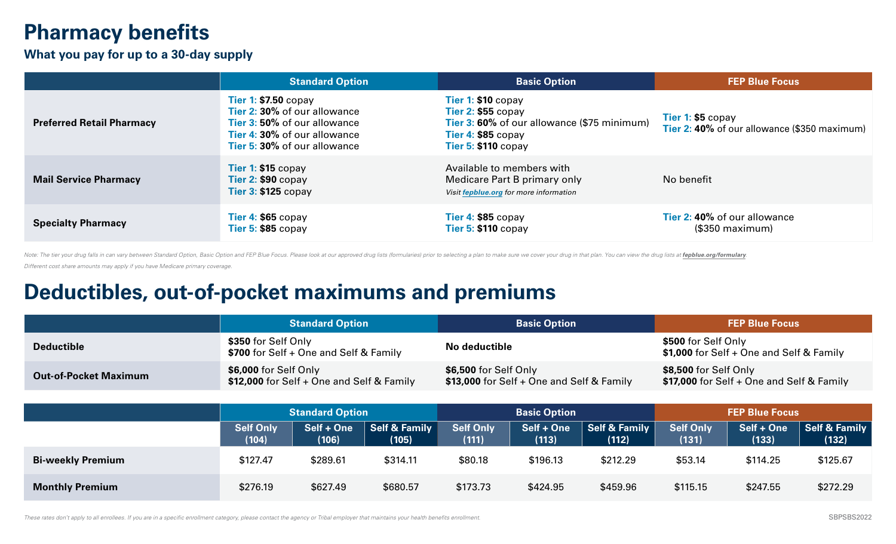# Pharmacy benefits

## What you pay for up to a 30-day supply

| | Standard Option | Basic Option | FEP Blue Focus |
|---|---|---|---|
| **Preferred Retail Pharmacy** | Tier 1: **$7.50** copay<br>Tier 2: **30%** of our allowance<br>Tier 3: **50%** of our allowance<br>Tier 4: **30%** of our allowance<br>Tier 5: **30%** of our allowance | Tier 1: **$10** copay<br>Tier 2: **$55** copay<br>Tier 3: **60%** of our allowance ($75 minimum)<br>Tier 4: **$85** copay<br>Tier 5: **$110** copay | Tier 1: **$5** copay<br>Tier 2: **40%** of our allowance ($350 maximum) |
| **Mail Service Pharmacy** | Tier 1: **$15** copay<br>Tier 2: **$90** copay<br>Tier 3: **$125** copay | Available to members with Medicare Part B primary only<br>*Visit **fepblue.org** for more information* | No benefit |
| **Specialty Pharmacy** | Tier 4: **$65** copay<br>Tier 5: **$85** copay | Tier 4: **$85** copay<br>Tier 5: **$110** copay | Tier 2: **40%** of our allowance ($350 maximum) |

*Note: The tier your drug falls in can vary between Standard Option, Basic Option and FEP Blue Focus. Please look at our approved drug lists (formularies) prior to selecting a plan to make sure we cover your drug in that plan. You can view the drug lists at **fepblue.org/formulary**.*

*Different cost share amounts may apply if you have Medicare primary coverage.*

# Deductibles, out-of-pocket maximums and premiums

| | Standard Option | Basic Option | FEP Blue Focus |
|---|---|---|---|
| **Deductible** | **$350** for Self Only<br>**$700** for Self + One and Self & Family | **No deductible** | **$500** for Self Only<br>**$1,000** for Self + One and Self & Family |
| **Out-of-Pocket Maximum** | **$6,000** for Self Only<br>**$12,000** for Self + One and Self & Family | **$6,500** for Self Only<br>**$13,000** for Self + One and Self & Family | **$8,500** for Self Only<br>**$17,000** for Self + One and Self & Family |

| | Standard Option | | | Basic Option | | | FEP Blue Focus | | |
|---|---|---|---|---|---|---|---|---|---|
| | Self Only (104) | Self + One (106) | Self & Family (105) | Self Only (111) | Self + One (113) | Self & Family (112) | Self Only (131) | Self + One (133) | Self & Family (132) |
| **Bi-weekly Premium** | $127.47 | $289.61 | $314.11 | $80.18 | $196.13 | $212.29 | $53.14 | $114.25 | $125.67 |
| **Monthly Premium** | $276.19 | $627.49 | $680.57 | $173.73 | $424.95 | $459.96 | $115.15 | $247.55 | $272.29 |

*These rates don't apply to all enrollees. If you are in a specific enrollment category, please contact the agency or Tribal employer that maintains your health benefits enrollment.*

SBPSBS2022